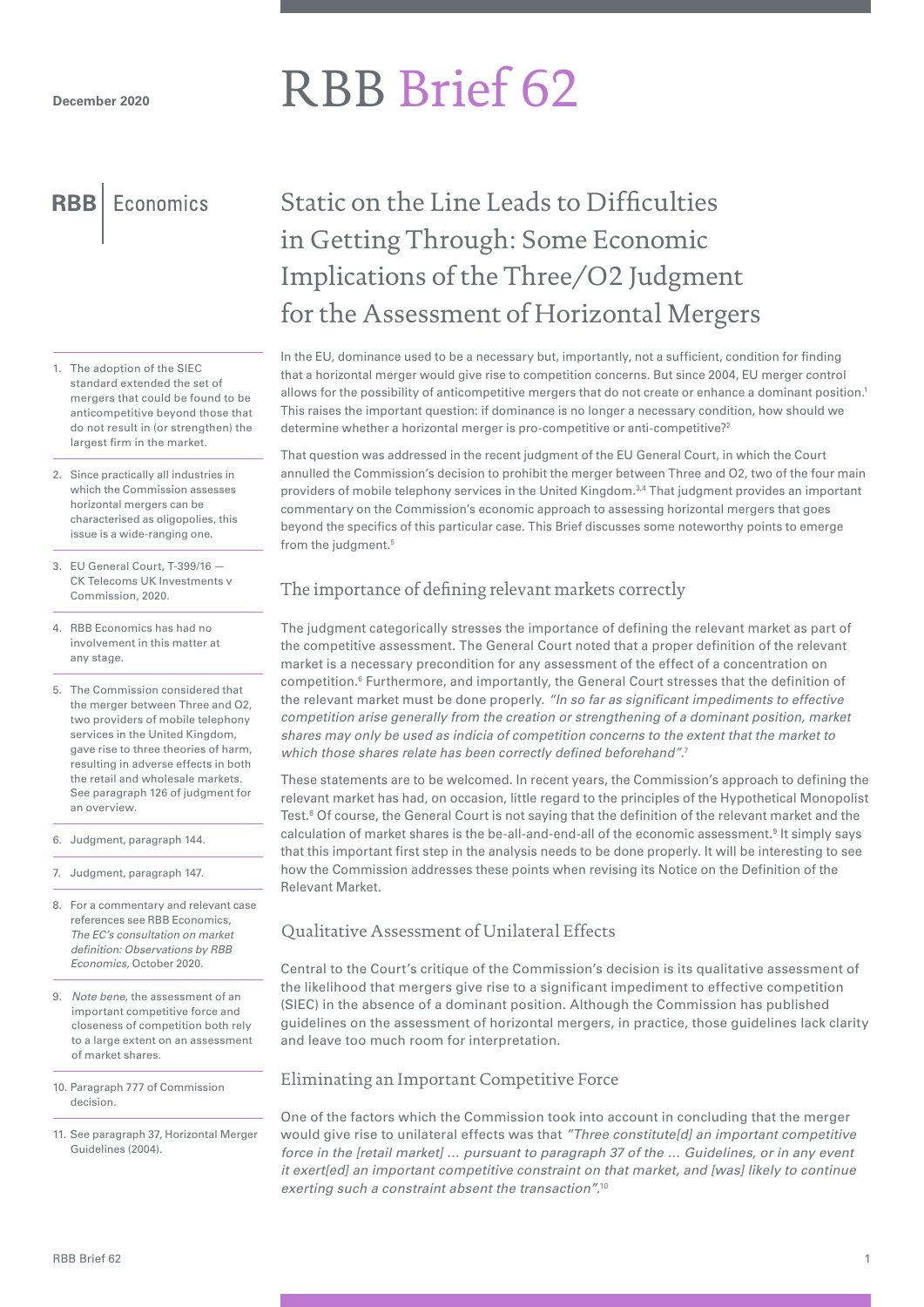December 2020

# RBB Brief 62

RBB | Economics

## Static on the Line Leads to Difficulties in Getting Through: Some Economic Implications of the Three/O2 Judgment for the Assessment of Horizontal Mergers

In the EU, dominance used to be a necessary but, importantly, not a sufficient, condition for finding that a horizontal merger would give rise to competition concerns. But since 2004, EU merger control allows for the possibility of anticompetitive mergers that do not create or enhance a dominant position.[1] This raises the important question: if dominance is no longer a necessary condition, how should we determine whether a horizontal merger is pro-competitive or anti-competitive?[2]

That question was addressed in the recent judgment of the EU General Court, in which the Court annulled the Commission's decision to prohibit the merger between Three and O2, two of the four main providers of mobile telephony services in the United Kingdom.[3,4] That judgment provides an important commentary on the Commission's economic approach to assessing horizontal mergers that goes beyond the specifics of this particular case. This Brief discusses some noteworthy points to emerge from the judgment.[5]

### The importance of defining relevant markets correctly

The judgment categorically stresses the importance of defining the relevant market as part of the competitive assessment. The General Court noted that a proper definition of the relevant market is a necessary precondition for any assessment of the effect of a concentration on competition.[6] Furthermore, and importantly, the General Court stresses that the definition of the relevant market must be done properly. *"In so far as significant impediments to effective competition arise generally from the creation or strengthening of a dominant position, market shares may only be used as indicia of competition concerns to the extent that the market to which those shares relate has been correctly defined beforehand".*[7]

These statements are to be welcomed. In recent years, the Commission's approach to defining the relevant market has had, on occasion, little regard to the principles of the Hypothetical Monopolist Test.[8] Of course, the General Court is not saying that the definition of the relevant market and the calculation of market shares is the be-all-and-end-all of the economic assessment.[9] It simply says that this important first step in the analysis needs to be done properly. It will be interesting to see how the Commission addresses these points when revising its Notice on the Definition of the Relevant Market.

### Qualitative Assessment of Unilateral Effects

Central to the Court's critique of the Commission's decision is its qualitative assessment of the likelihood that mergers give rise to a significant impediment to effective competition (SIEC) in the absence of a dominant position. Although the Commission has published guidelines on the assessment of horizontal mergers, in practice, those guidelines lack clarity and leave too much room for interpretation.

### Eliminating an Important Competitive Force

One of the factors which the Commission took into account in concluding that the merger would give rise to unilateral effects was that *"Three constitute[d] an important competitive force in the [retail market] ... pursuant to paragraph 37 of the ... Guidelines, or in any event it exert[ed] an important competitive constraint on that market, and [was] likely to continue exerting such a constraint absent the transaction".*[10]

---

1. The adoption of the SIEC standard extended the set of mergers that could be found to be anticompetitive beyond those that do not result in (or strengthen) the largest firm in the market.
2. Since practically all industries in which the Commission assesses horizontal mergers can be characterised as oligopolies, this issue is a wide-ranging one.
3. EU General Court, T-399/16 — CK Telecoms UK Investments v Commission, 2020.
4. RBB Economics has had no involvement in this matter at any stage.
5. The Commission considered that the merger between Three and O2, two providers of mobile telephony services in the United Kingdom, gave rise to three theories of harm, resulting in adverse effects in both the retail and wholesale markets. See paragraph 126 of judgment for an overview.
6. Judgment, paragraph 144.
7. Judgment, paragraph 147.
8. For a commentary and relevant case references see RBB Economics, *The EC's consultation on market definition: Observations by RBB Economics*, October 2020.
9. *Note bene*, the assessment of an important competitive force and closeness of competition both rely to a large extent on an assessment of market shares.
10. Paragraph 777 of Commission decision.
11. See paragraph 37, Horizontal Merger Guidelines (2004).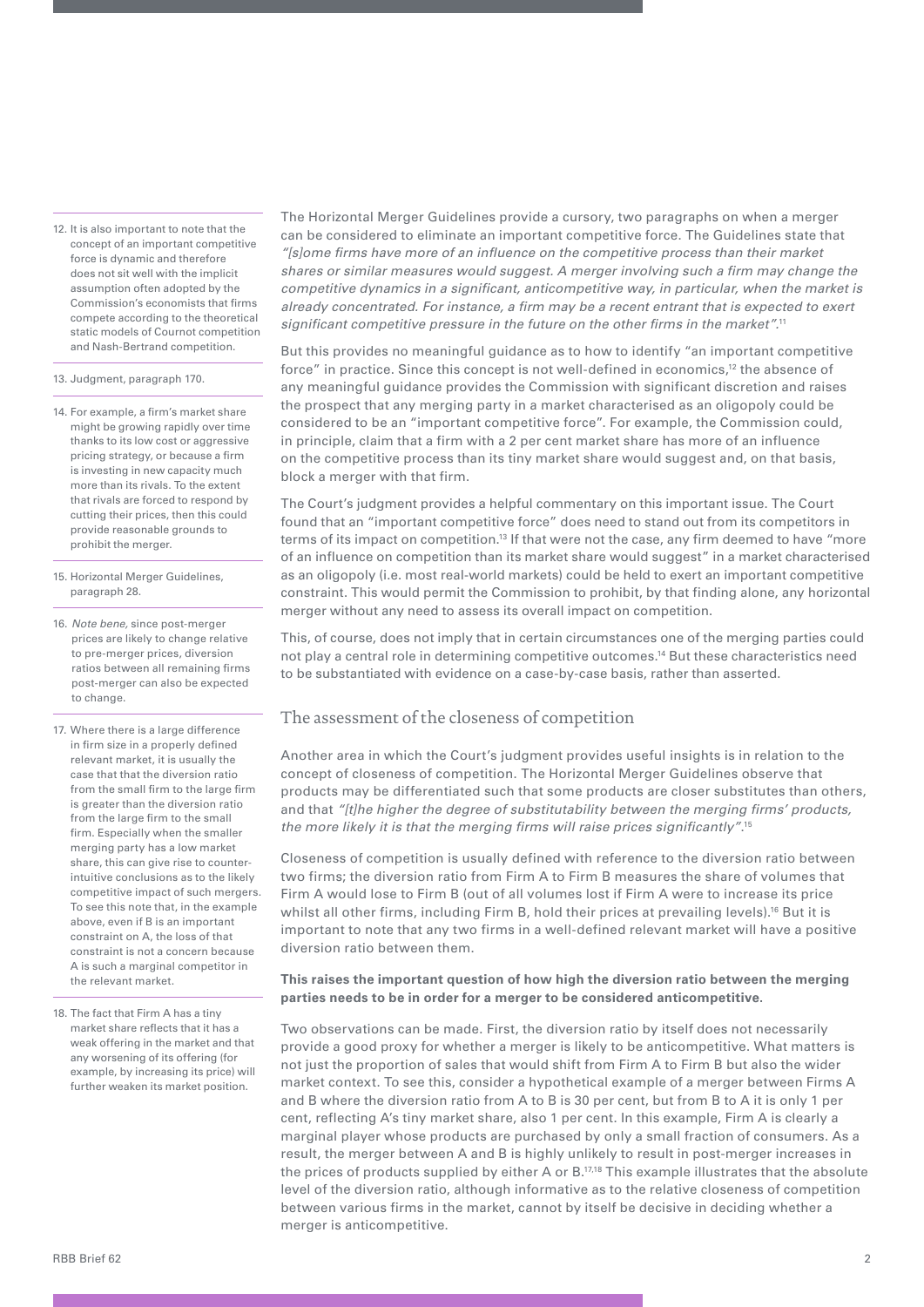The Horizontal Merger Guidelines provide a cursory, two paragraphs on when a merger can be considered to eliminate an important competitive force. The Guidelines state that *"[s]ome firms have more of an influence on the competitive process than their market shares or similar measures would suggest. A merger involving such a firm may change the competitive dynamics in a significant, anticompetitive way, in particular, when the market is already concentrated. For instance, a firm may be a recent entrant that is expected to exert significant competitive pressure in the future on the other firms in the market".*[11]

But this provides no meaningful guidance as to how to identify "an important competitive force" in practice. Since this concept is not well-defined in economics,[12] the absence of any meaningful guidance provides the Commission with significant discretion and raises the prospect that any merging party in a market characterised as an oligopoly could be considered to be an "important competitive force". For example, the Commission could, in principle, claim that a firm with a 2 per cent market share has more of an influence on the competitive process than its tiny market share would suggest and, on that basis, block a merger with that firm.

The Court's judgment provides a helpful commentary on this important issue. The Court found that an "important competitive force" does need to stand out from its competitors in terms of its impact on competition.[13] If that were not the case, any firm deemed to have "more of an influence on competition than its market share would suggest" in a market characterised as an oligopoly (i.e. most real-world markets) could be held to exert an important competitive constraint. This would permit the Commission to prohibit, by that finding alone, any horizontal merger without any need to assess its overall impact on competition.

This, of course, does not imply that in certain circumstances one of the merging parties could not play a central role in determining competitive outcomes.[14] But these characteristics need to be substantiated with evidence on a case-by-case basis, rather than asserted.

## The assessment of the closeness of competition

Another area in which the Court's judgment provides useful insights is in relation to the concept of closeness of competition. The Horizontal Merger Guidelines observe that products may be differentiated such that some products are closer substitutes than others, and that *"[t]he higher the degree of substitutability between the merging firms' products, the more likely it is that the merging firms will raise prices significantly".*[15]

Closeness of competition is usually defined with reference to the diversion ratio between two firms; the diversion ratio from Firm A to Firm B measures the share of volumes that Firm A would lose to Firm B (out of all volumes lost if Firm A were to increase its price whilst all other firms, including Firm B, hold their prices at prevailing levels).[16] But it is important to note that any two firms in a well-defined relevant market will have a positive diversion ratio between them.

**This raises the important question of how high the diversion ratio between the merging parties needs to be in order for a merger to be considered anticompetitive.**

Two observations can be made. First, the diversion ratio by itself does not necessarily provide a good proxy for whether a merger is likely to be anticompetitive. What matters is not just the proportion of sales that would shift from Firm A to Firm B but also the wider market context. To see this, consider a hypothetical example of a merger between Firms A and B where the diversion ratio from A to B is 30 per cent, but from B to A it is only 1 per cent, reflecting A's tiny market share, also 1 per cent. In this example, Firm A is clearly a marginal player whose products are purchased by only a small fraction of consumers. As a result, the merger between A and B is highly unlikely to result in post-merger increases in the prices of products supplied by either A or B.[17,18] This example illustrates that the absolute level of the diversion ratio, although informative as to the relative closeness of competition between various firms in the market, cannot by itself be decisive in deciding whether a merger is anticompetitive.

---

12. It is also important to note that the concept of an important competitive force is dynamic and therefore does not sit well with the implicit assumption often adopted by the Commission's economists that firms compete according to the theoretical static models of Cournot competition and Nash-Bertrand competition.

13. Judgment, paragraph 170.

14. For example, a firm's market share might be growing rapidly over time thanks to its low cost or aggressive pricing strategy, or because a firm is investing in new capacity much more than its rivals. To the extent that rivals are forced to respond by cutting their prices, then this could provide reasonable grounds to prohibit the merger.

15. Horizontal Merger Guidelines, paragraph 28.

16. *Note bene*, since post-merger prices are likely to change relative to pre-merger prices, diversion ratios between all remaining firms post-merger can also be expected to change.

17. Where there is a large difference in firm size in a properly defined relevant market, it is usually the case that that the diversion ratio from the small firm to the large firm is greater than the diversion ratio from the large firm to the small firm. Especially when the smaller merging party has a low market share, this can give rise to counter-intuitive conclusions as to the likely competitive impact of such mergers. To see this note that, in the example above, even if B is an important constraint on A, the loss of that constraint is not a concern because A is such a marginal competitor in the relevant market.

18. The fact that Firm A has a tiny market share reflects that it has a weak offering in the market and that any worsening of its offering (for example, by increasing its price) will further weaken its market position.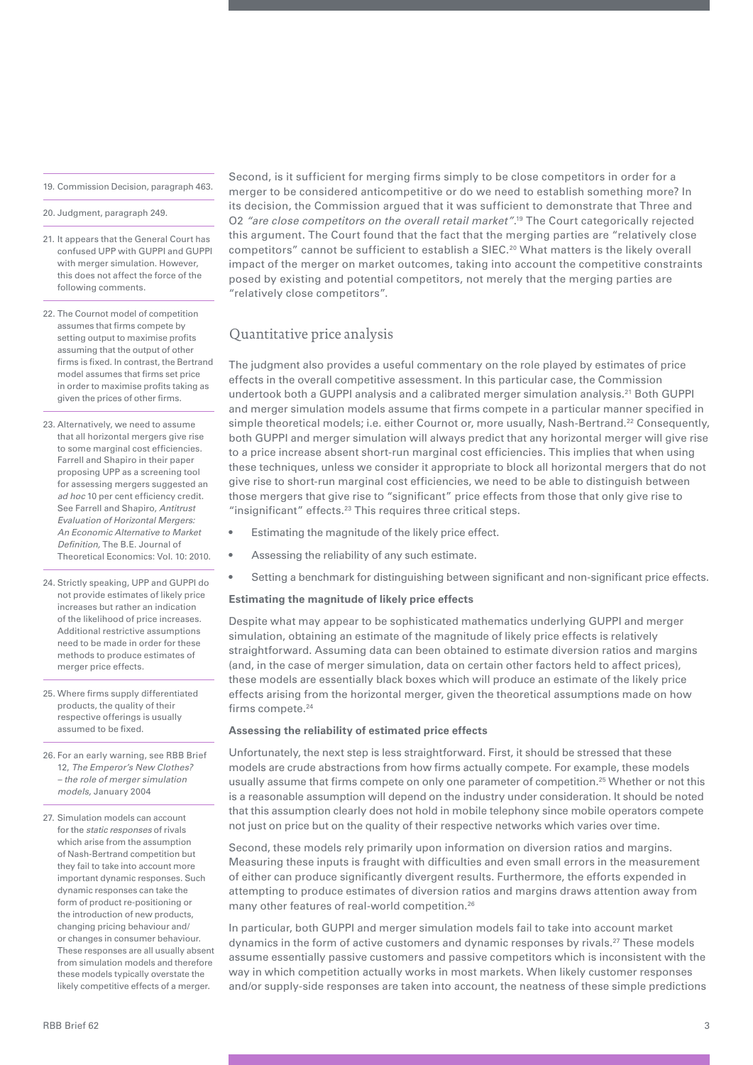Second, is it sufficient for merging firms simply to be close competitors in order for a merger to be considered anticompetitive or do we need to establish something more? In its decision, the Commission argued that it was sufficient to demonstrate that Three and O2 *"are close competitors on the overall retail market"*.[19] The Court categorically rejected this argument. The Court found that the fact that the merging parties are "relatively close competitors" cannot be sufficient to establish a SIEC.[20] What matters is the likely overall impact of the merger on market outcomes, taking into account the competitive constraints posed by existing and potential competitors, not merely that the merging parties are "relatively close competitors".

## Quantitative price analysis

The judgment also provides a useful commentary on the role played by estimates of price effects in the overall competitive assessment. In this particular case, the Commission undertook both a GUPPI analysis and a calibrated merger simulation analysis.[21] Both GUPPI and merger simulation models assume that firms compete in a particular manner specified in simple theoretical models; i.e. either Cournot or, more usually, Nash-Bertrand.[22] Consequently, both GUPPI and merger simulation will always predict that any horizontal merger will give rise to a price increase absent short-run marginal cost efficiencies. This implies that when using these techniques, unless we consider it appropriate to block all horizontal mergers that do not give rise to short-run marginal cost efficiencies, we need to be able to distinguish between those mergers that give rise to "significant" price effects from those that only give rise to "insignificant" effects.[23] This requires three critical steps.

- Estimating the magnitude of the likely price effect.
- Assessing the reliability of any such estimate.
- Setting a benchmark for distinguishing between significant and non-significant price effects.

**Estimating the magnitude of likely price effects**

Despite what may appear to be sophisticated mathematics underlying GUPPI and merger simulation, obtaining an estimate of the magnitude of likely price effects is relatively straightforward. Assuming data can been obtained to estimate diversion ratios and margins (and, in the case of merger simulation, data on certain other factors held to affect prices), these models are essentially black boxes which will produce an estimate of the likely price effects arising from the horizontal merger, given the theoretical assumptions made on how firms compete.[24]

**Assessing the reliability of estimated price effects**

Unfortunately, the next step is less straightforward. First, it should be stressed that these models are crude abstractions from how firms actually compete. For example, these models usually assume that firms compete on only one parameter of competition.[25] Whether or not this is a reasonable assumption will depend on the industry under consideration. It should be noted that this assumption clearly does not hold in mobile telephony since mobile operators compete not just on price but on the quality of their respective networks which varies over time.

Second, these models rely primarily upon information on diversion ratios and margins. Measuring these inputs is fraught with difficulties and even small errors in the measurement of either can produce significantly divergent results. Furthermore, the efforts expended in attempting to produce estimates of diversion ratios and margins draws attention away from many other features of real-world competition.[26]

In particular, both GUPPI and merger simulation models fail to take into account market dynamics in the form of active customers and dynamic responses by rivals.[27] These models assume essentially passive customers and passive competitors which is inconsistent with the way in which competition actually works in most markets. When likely customer responses and/or supply-side responses are taken into account, the neatness of these simple predictions

---

19. Commission Decision, paragraph 463.

20. Judgment, paragraph 249.

21. It appears that the General Court has confused UPP with GUPPI and GUPPI with merger simulation. However, this does not affect the force of the following comments.

22. The Cournot model of competition assumes that firms compete by setting output to maximise profits assuming that the output of other firms is fixed. In contrast, the Bertrand model assumes that firms set price in order to maximise profits taking as given the prices of other firms.

23. Alternatively, we need to assume that all horizontal mergers give rise to some marginal cost efficiencies. Farrell and Shapiro in their paper proposing UPP as a screening tool for assessing mergers suggested an *ad hoc* 10 per cent efficiency credit. See Farrell and Shapiro, *Antitrust Evaluation of Horizontal Mergers: An Economic Alternative to Market Definition,* The B.E. Journal of Theoretical Economics: Vol. 10: 2010.

24. Strictly speaking, UPP and GUPPI do not provide estimates of likely price increases but rather an indication of the likelihood of price increases. Additional restrictive assumptions need to be made in order for these methods to produce estimates of merger price effects.

25. Where firms supply differentiated products, the quality of their respective offerings is usually assumed to be fixed.

26. For an early warning, see RBB Brief 12, *The Emperor's New Clothes? – the role of merger simulation models,* January 2004

27. Simulation models can account for the *static responses* of rivals which arise from the assumption of Nash-Bertrand competition but they fail to take into account more important dynamic responses. Such dynamic responses can take the form of product re-positioning or the introduction of new products, changing pricing behaviour and/or changes in consumer behaviour. These responses are all usually absent from simulation models and therefore these models typically overstate the likely competitive effects of a merger.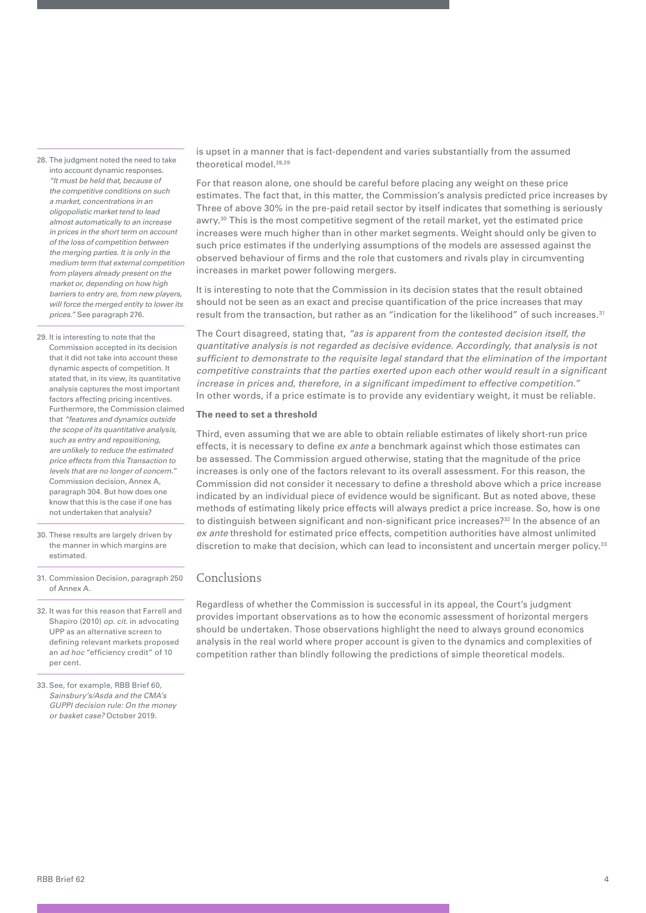is upset in a manner that is fact-dependent and varies substantially from the assumed theoretical model.[28,29]

For that reason alone, one should be careful before placing any weight on these price estimates. The fact that, in this matter, the Commission's analysis predicted price increases by Three of above 30% in the pre-paid retail sector by itself indicates that something is seriously awry.[30] This is the most competitive segment of the retail market, yet the estimated price increases were much higher than in other market segments. Weight should only be given to such price estimates if the underlying assumptions of the models are assessed against the observed behaviour of firms and the role that customers and rivals play in circumventing increases in market power following mergers.

It is interesting to note that the Commission in its decision states that the result obtained should not be seen as an exact and precise quantification of the price increases that may result from the transaction, but rather as an "indication for the likelihood" of such increases.[31]

The Court disagreed, stating that, *"as is apparent from the contested decision itself, the quantitative analysis is not regarded as decisive evidence. Accordingly, that analysis is not sufficient to demonstrate to the requisite legal standard that the elimination of the important competitive constraints that the parties exerted upon each other would result in a significant increase in prices and, therefore, in a significant impediment to effective competition."* In other words, if a price estimate is to provide any evidentiary weight, it must be reliable.

**The need to set a threshold**

Third, even assuming that we are able to obtain reliable estimates of likely short-run price effects, it is necessary to define *ex ante* a benchmark against which those estimates can be assessed. The Commission argued otherwise, stating that the magnitude of the price increases is only one of the factors relevant to its overall assessment. For this reason, the Commission did not consider it necessary to define a threshold above which a price increase indicated by an individual piece of evidence would be significant. But as noted above, these methods of estimating likely price effects will always predict a price increase. So, how is one to distinguish between significant and non-significant price increases?[32] In the absence of an *ex ante* threshold for estimated price effects, competition authorities have almost unlimited discretion to make that decision, which can lead to inconsistent and uncertain merger policy.[33]

## Conclusions

Regardless of whether the Commission is successful in its appeal, the Court's judgment provides important observations as to how the economic assessment of horizontal mergers should be undertaken. Those observations highlight the need to always ground economics analysis in the real world where proper account is given to the dynamics and complexities of competition rather than blindly following the predictions of simple theoretical models.

---

28. The judgment noted the need to take into account dynamic responses. *"It must be held that, because of the competitive conditions on such a market, concentrations in an oligopolistic market tend to lead almost automatically to an increase in prices in the short term on account of the loss of competition between the merging parties. It is only in the medium term that external competition from players already present on the market or, depending on how high barriers to entry are, from new players, will force the merged entity to lower its prices."* See paragraph 276.

29. It is interesting to note that the Commission accepted in its decision that it did not take into account these dynamic aspects of competition. It stated that, in its view, its quantitative analysis captures the most important factors affecting pricing incentives. Furthermore, the Commission claimed that *"features and dynamics outside the scope of its quantitative analysis, such as entry and repositioning, are unlikely to reduce the estimated price effects from this Transaction to levels that are no longer of concern."* Commission decision, Annex A, paragraph 304. But how does one know that this is the case if one has not undertaken that analysis?

30. These results are largely driven by the manner in which margins are estimated.

31. Commission Decision, paragraph 250 of Annex A.

32. It was for this reason that Farrell and Shapiro (2010) *op. cit.* in advocating UPP as an alternative screen to defining relevant markets proposed an *ad hoc* "efficiency credit" of 10 per cent.

33. See, for example, RBB Brief 60, *Sainsbury's/Asda and the CMA's GUPPI decision rule: On the money or basket case?* October 2019.